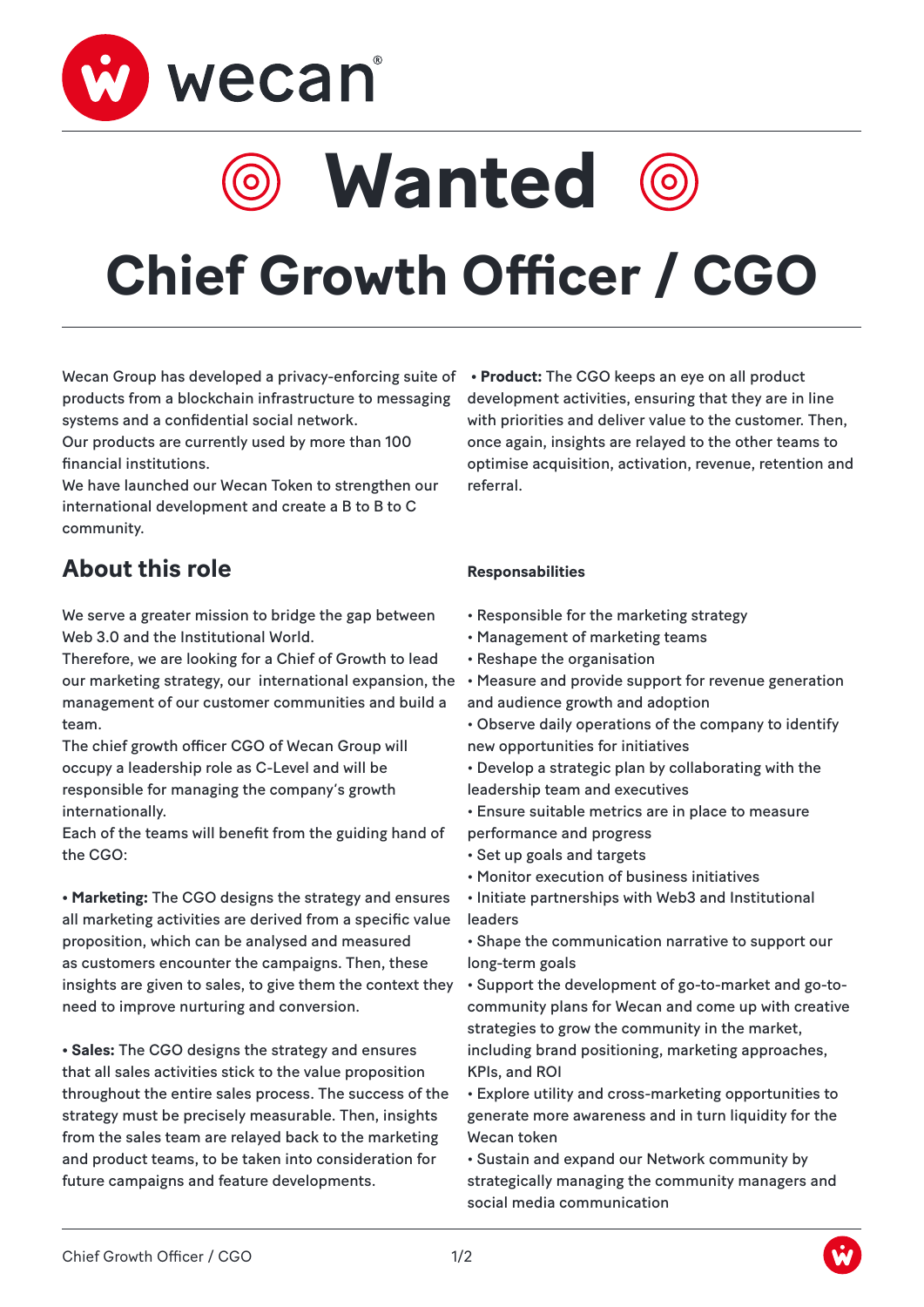wecan®

# Wanted

# Chief Growth Officer / CGO

Wecan Group has developed a privacy-enforcing suite of products from a blockchain infrastructure to messaging systems and a confidential social network.
Our products are currently used by more than 100 financial institutions.
We have launched our Wecan Token to strengthen our international development and create a B to B to C community.

## About this role

We serve a greater mission to bridge the gap between Web 3.0 and the Institutional World.
Therefore, we are looking for a Chief of Growth to lead our marketing strategy, our international expansion, the management of our customer communities and build a team.
The chief growth officer CGO of Wecan Group will occupy a leadership role as C-Level and will be responsible for managing the company's growth internationally.
Each of the teams will benefit from the guiding hand of the CGO:

• **Marketing:** The CGO designs the strategy and ensures all marketing activities are derived from a specific value proposition, which can be analysed and measured as customers encounter the campaigns. Then, these insights are given to sales, to give them the context they need to improve nurturing and conversion.

• **Sales:** The CGO designs the strategy and ensures that all sales activities stick to the value proposition throughout the entire sales process. The success of the strategy must be precisely measurable. Then, insights from the sales team are relayed back to the marketing and product teams, to be taken into consideration for future campaigns and feature developments.

• **Product:** The CGO keeps an eye on all product development activities, ensuring that they are in line with priorities and deliver value to the customer. Then, once again, insights are relayed to the other teams to optimise acquisition, activation, revenue, retention and referral.

**Responsabilities**

- Responsible for the marketing strategy
- Management of marketing teams
- Reshape the organisation
- Measure and provide support for revenue generation and audience growth and adoption
- Observe daily operations of the company to identify new opportunities for initiatives
- Develop a strategic plan by collaborating with the leadership team and executives
- Ensure suitable metrics are in place to measure performance and progress
- Set up goals and targets
- Monitor execution of business initiatives
- Initiate partnerships with Web3 and Institutional leaders
- Shape the communication narrative to support our long-term goals
- Support the development of go-to-market and go-to-community plans for Wecan and come up with creative strategies to grow the community in the market, including brand positioning, marketing approaches, KPIs, and ROI
- Explore utility and cross-marketing opportunities to generate more awareness and in turn liquidity for the Wecan token
- Sustain and expand our Network community by strategically managing the community managers and social media communication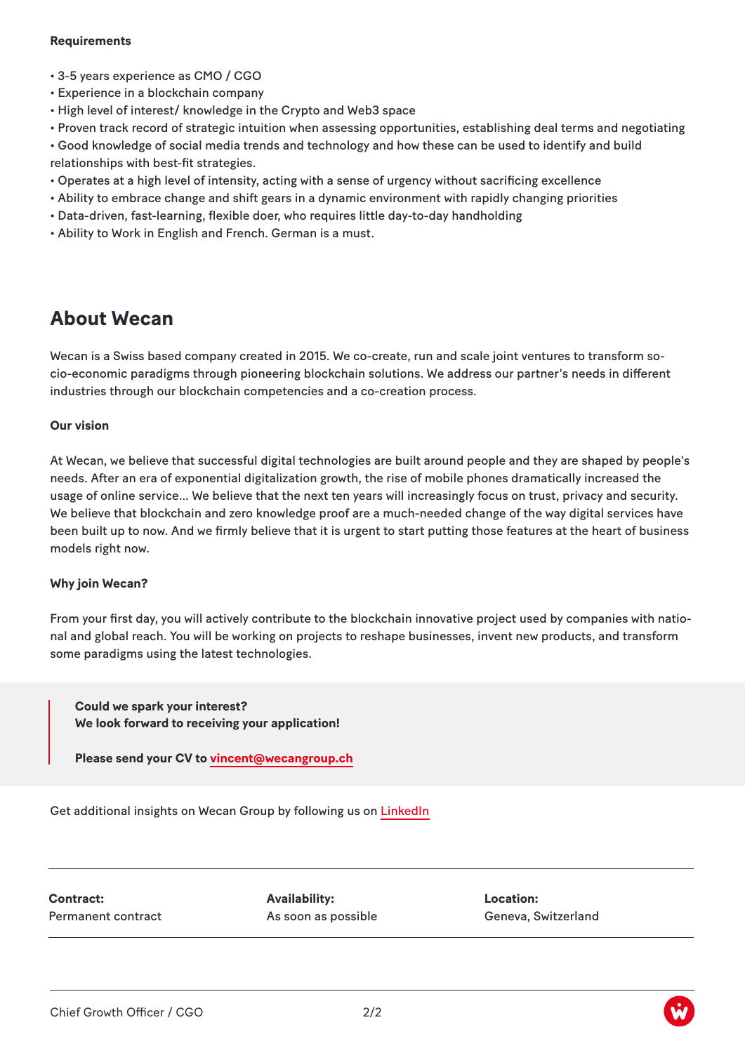**Requirements**

- 3-5 years experience as CMO / CGO
- Experience in a blockchain company
- High level of interest/ knowledge in the Crypto and Web3 space
- Proven track record of strategic intuition when assessing opportunities, establishing deal terms and negotiating
- Good knowledge of social media trends and technology and how these can be used to identify and build relationships with best-fit strategies.
- Operates at a high level of intensity, acting with a sense of urgency without sacrificing excellence
- Ability to embrace change and shift gears in a dynamic environment with rapidly changing priorities
- Data-driven, fast-learning, flexible doer, who requires little day-to-day handholding
- Ability to Work in English and French. German is a must.

## About Wecan

Wecan is a Swiss based company created in 2015. We co-create, run and scale joint ventures to transform socio-economic paradigms through pioneering blockchain solutions. We address our partner's needs in different industries through our blockchain competencies and a co-creation process.

**Our vision**

At Wecan, we believe that successful digital technologies are built around people and they are shaped by people's needs. After an era of exponential digitalization growth, the rise of mobile phones dramatically increased the usage of online service... We believe that the next ten years will increasingly focus on trust, privacy and security. We believe that blockchain and zero knowledge proof are a much-needed change of the way digital services have been built up to now. And we firmly believe that it is urgent to start putting those features at the heart of business models right now.

**Why join Wecan?**

From your first day, you will actively contribute to the blockchain innovative project used by companies with national and global reach. You will be working on projects to reshape businesses, invent new products, and transform some paradigms using the latest technologies.

> **Could we spark your interest?**
> **We look forward to receiving your application!**
>
> **Please send your CV to vincent@wecangroup.ch**

Get additional insights on Wecan Group by following us on LinkedIn

| Contract: | Availability: | Location: |
| --- | --- | --- |
| Permanent contract | As soon as possible | Geneva, Switzerland |